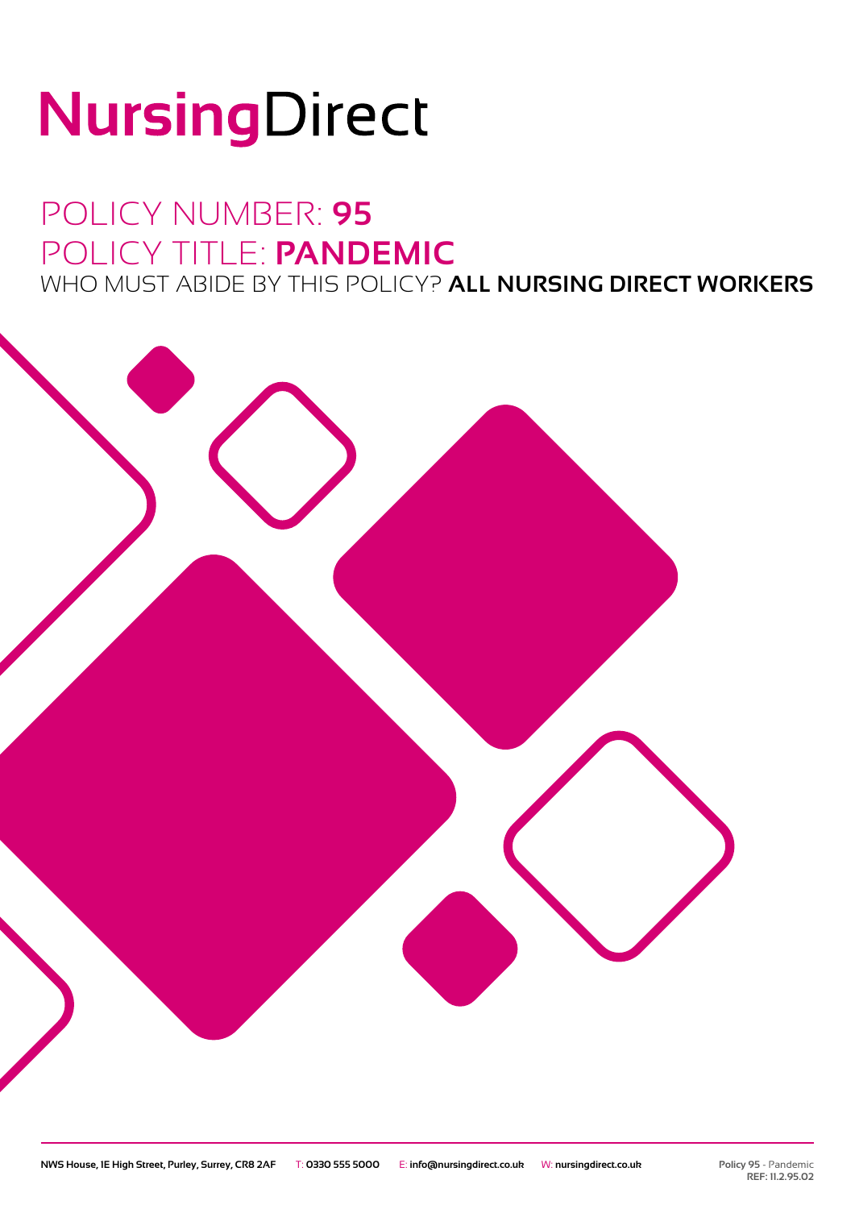# NursingDirect

## POLICY NUMBER: **95**
## POLICY TITLE: **PANDEMIC**
### WHO MUST ABIDE BY THIS POLICY? **ALL NURSING DIRECT WORKERS**

NWS House, 1E High Street, Purley, Surrey, CR8 2AF T: 0330 555 5000 E: info@nursingdirect.co.uk W: nursingdirect.co.uk

Policy 95 - Pandemic
REF: 11.2.95.02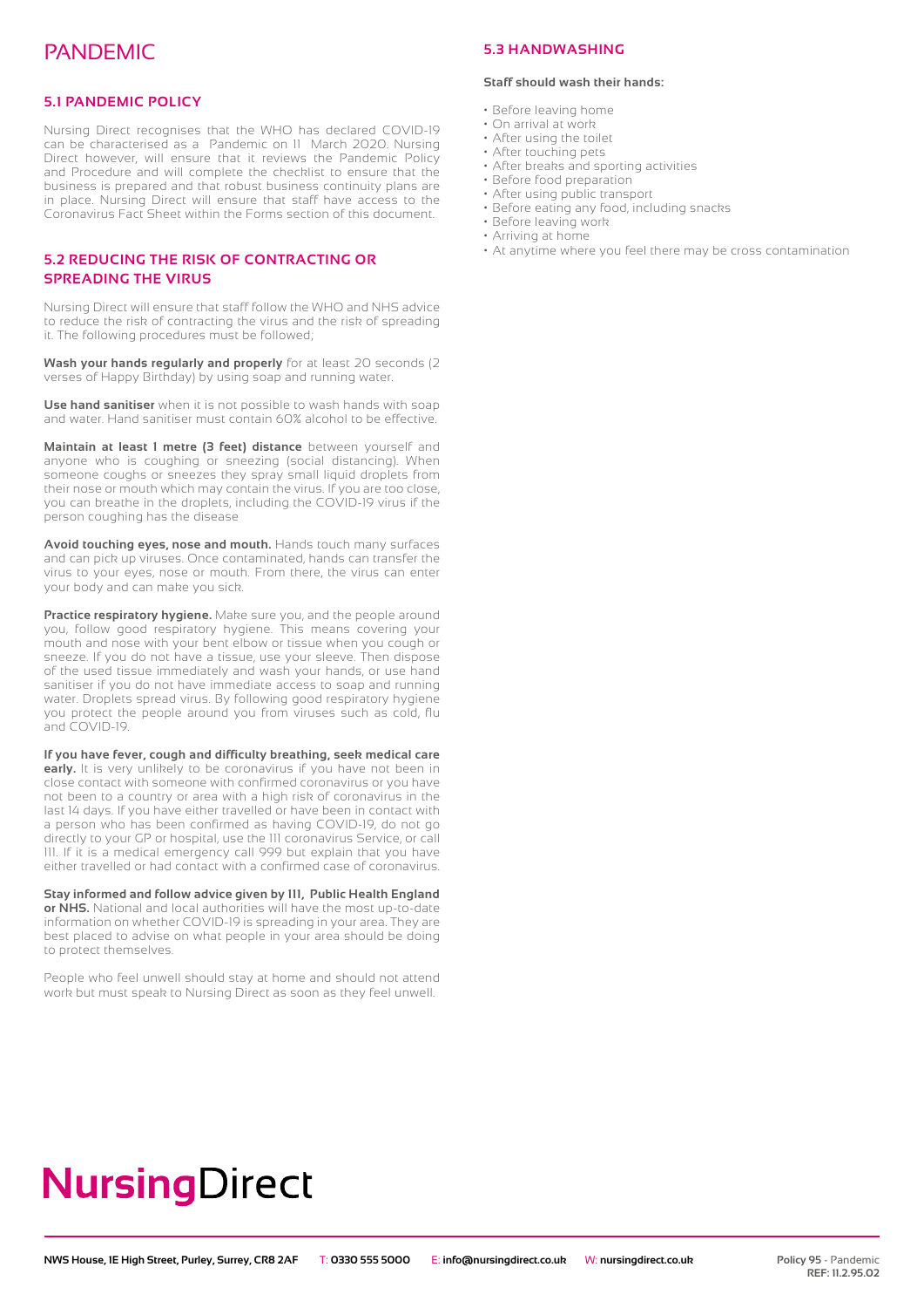# PANDEMIC

### 5.1 PANDEMIC POLICY

Nursing Direct recognises that the WHO has declared COVID-19 can be characterised as a Pandemic on 11 March 2020. Nursing Direct however, will ensure that it reviews the Pandemic Policy and Procedure and will complete the checklist to ensure that the business is prepared and that robust business continuity plans are in place. Nursing Direct will ensure that staff have access to the Coronavirus Fact Sheet within the Forms section of this document.

### 5.2 REDUCING THE RISK OF CONTRACTING OR SPREADING THE VIRUS

Nursing Direct will ensure that staff follow the WHO and NHS advice to reduce the risk of contracting the virus and the risk of spreading it. The following procedures must be followed;

**Wash your hands regularly and properly** for at least 20 seconds (2 verses of Happy Birthday) by using soap and running water.

**Use hand sanitiser** when it is not possible to wash hands with soap and water. Hand sanitiser must contain 60% alcohol to be effective.

**Maintain at least 1 metre (3 feet) distance** between yourself and anyone who is coughing or sneezing (social distancing). When someone coughs or sneezes they spray small liquid droplets from their nose or mouth which may contain the virus. If you are too close, you can breathe in the droplets, including the COVID-19 virus if the person coughing has the disease

**Avoid touching eyes, nose and mouth.** Hands touch many surfaces and can pick up viruses. Once contaminated, hands can transfer the virus to your eyes, nose or mouth. From there, the virus can enter your body and can make you sick.

**Practice respiratory hygiene.** Make sure you, and the people around you, follow good respiratory hygiene. This means covering your mouth and nose with your bent elbow or tissue when you cough or sneeze. If you do not have a tissue, use your sleeve. Then dispose of the used tissue immediately and wash your hands, or use hand sanitiser if you do not have immediate access to soap and running water. Droplets spread virus. By following good respiratory hygiene you protect the people around you from viruses such as cold, flu and COVID-19.

**If you have fever, cough and difficulty breathing, seek medical care early.** It is very unlikely to be coronavirus if you have not been in close contact with someone with confirmed coronavirus or you have not been to a country or area with a high risk of coronavirus in the last 14 days. If you have either travelled or have been in contact with a person who has been confirmed as having COVID-19, do not go directly to your GP or hospital, use the 111 coronavirus Service, or call 111. If it is a medical emergency call 999 but explain that you have either travelled or had contact with a confirmed case of coronavirus.

**Stay informed and follow advice given by 111, Public Health England or NHS.** National and local authorities will have the most up-to-date information on whether COVID-19 is spreading in your area. They are best placed to advise on what people in your area should be doing to protect themselves.

People who feel unwell should stay at home and should not attend work but must speak to Nursing Direct as soon as they feel unwell.

### 5.3 HANDWASHING

**Staff should wash their hands:**

- Before leaving home
- On arrival at work
- After using the toilet
- After touching pets
- After breaks and sporting activities
- Before food preparation
- After using public transport
- Before eating any food, including snacks
- Before leaving work
- Arriving at home
- At anytime where you feel there may be cross contamination